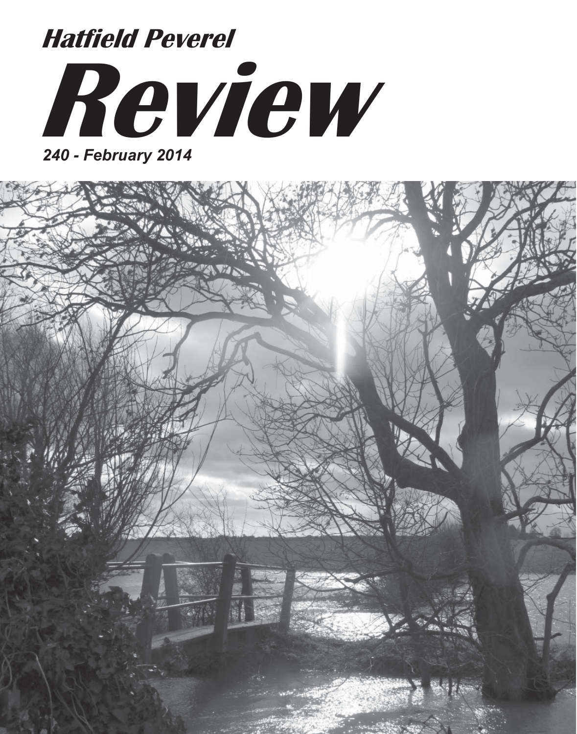*Hatfield Peverel*

# *Review*

*240 - February 2014*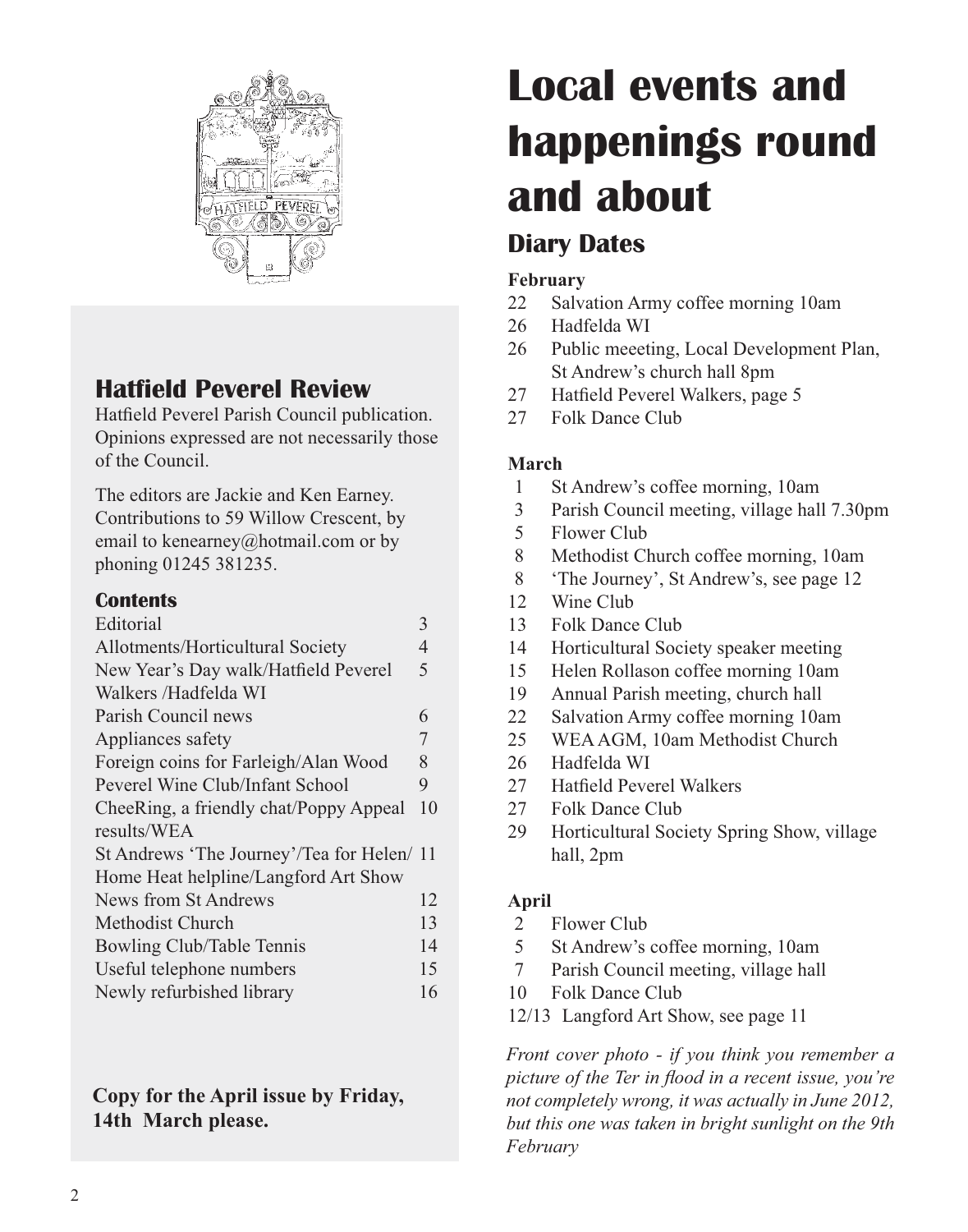## Hatfield Peverel Review

Hatfield Peverel Parish Council publication. Opinions expressed are not necessarily those of the Council.

The editors are Jackie and Ken Earney. Contributions to 59 Willow Crescent, by email to kenearney@hotmail.com or by phoning 01245 381235.

### Contents

| | |
|---|---|
| Editorial | 3 |
| Allotments/Horticultural Society | 4 |
| New Year's Day walk/Hatfield Peverel Walkers /Hadfelda WI | 5 |
| Parish Council news | 6 |
| Appliances safety | 7 |
| Foreign coins for Farleigh/Alan Wood | 8 |
| Peverel Wine Club/Infant School | 9 |
| CheeRing, a friendly chat/Poppy Appeal results/WEA | 10 |
| St Andrews 'The Journey'/Tea for Helen/ Home Heat helpline/Langford Art Show | 11 |
| News from St Andrews | 12 |
| Methodist Church | 13 |
| Bowling Club/Table Tennis | 14 |
| Useful telephone numbers | 15 |
| Newly refurbished library | 16 |

**Copy for the April issue by Friday, 14th March please.**

# Local events and happenings round and about

## Diary Dates

**February**

- 22 Salvation Army coffee morning 10am
- 26 Hadfelda WI
- 26 Public meeeting, Local Development Plan, St Andrew's church hall 8pm
- 27 Hatfield Peverel Walkers, page 5
- 27 Folk Dance Club

**March**

- 1 St Andrew's coffee morning, 10am
- 3 Parish Council meeting, village hall 7.30pm
- 5 Flower Club
- 8 Methodist Church coffee morning, 10am
- 8 'The Journey', St Andrew's, see page 12
- 12 Wine Club
- 13 Folk Dance Club
- 14 Horticultural Society speaker meeting
- 15 Helen Rollason coffee morning 10am
- 19 Annual Parish meeting, church hall
- 22 Salvation Army coffee morning 10am
- 25 WEA AGM, 10am Methodist Church
- 26 Hadfelda WI
- 27 Hatfield Peverel Walkers
- 27 Folk Dance Club
- 29 Horticultural Society Spring Show, village hall, 2pm

**April**

- 2 Flower Club
- 5 St Andrew's coffee morning, 10am
- 7 Parish Council meeting, village hall
- 10 Folk Dance Club
- 12/13 Langford Art Show, see page 11

*Front cover photo - if you think you remember a picture of the Ter in flood in a recent issue, you're not completely wrong, it was actually in June 2012, but this one was taken in bright sunlight on the 9th February*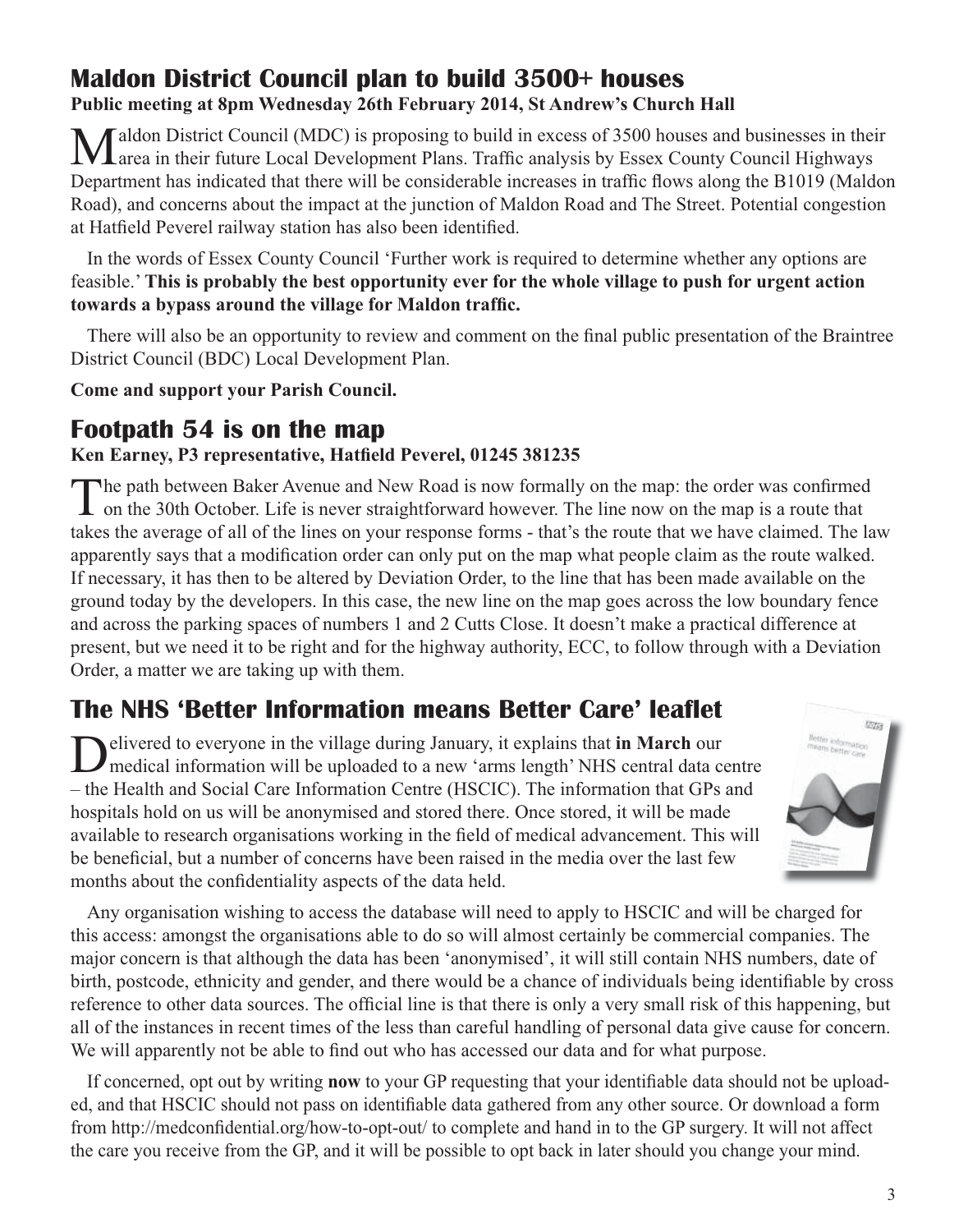## Maldon District Council plan to build 3500+ houses

**Public meeting at 8pm Wednesday 26th February 2014, St Andrew's Church Hall**

Maldon District Council (MDC) is proposing to build in excess of 3500 houses and businesses in their area in their future Local Development Plans. Traffic analysis by Essex County Council Highways Department has indicated that there will be considerable increases in traffic flows along the B1019 (Maldon Road), and concerns about the impact at the junction of Maldon Road and The Street. Potential congestion at Hatfield Peverel railway station has also been identified.

In the words of Essex County Council 'Further work is required to determine whether any options are feasible.' **This is probably the best opportunity ever for the whole village to push for urgent action towards a bypass around the village for Maldon traffic.**

There will also be an opportunity to review and comment on the final public presentation of the Braintree District Council (BDC) Local Development Plan.

**Come and support your Parish Council.**

## Footpath 54 is on the map

**Ken Earney, P3 representative, Hatfield Peverel, 01245 381235**

The path between Baker Avenue and New Road is now formally on the map: the order was confirmed on the 30th October. Life is never straightforward however. The line now on the map is a route that takes the average of all of the lines on your response forms - that's the route that we have claimed. The law apparently says that a modification order can only put on the map what people claim as the route walked. If necessary, it has then to be altered by Deviation Order, to the line that has been made available on the ground today by the developers. In this case, the new line on the map goes across the low boundary fence and across the parking spaces of numbers 1 and 2 Cutts Close. It doesn't make a practical difference at present, but we need it to be right and for the highway authority, ECC, to follow through with a Deviation Order, a matter we are taking up with them.

## The NHS 'Better Information means Better Care' leaflet

Delivered to everyone in the village during January, it explains that **in March** our medical information will be uploaded to a new 'arms length' NHS central data centre – the Health and Social Care Information Centre (HSCIC). The information that GPs and hospitals hold on us will be anonymised and stored there. Once stored, it will be made available to research organisations working in the field of medical advancement. This will be beneficial, but a number of concerns have been raised in the media over the last few months about the confidentiality aspects of the data held.

Any organisation wishing to access the database will need to apply to HSCIC and will be charged for this access: amongst the organisations able to do so will almost certainly be commercial companies. The major concern is that although the data has been 'anonymised', it will still contain NHS numbers, date of birth, postcode, ethnicity and gender, and there would be a chance of individuals being identifiable by cross reference to other data sources. The official line is that there is only a very small risk of this happening, but all of the instances in recent times of the less than careful handling of personal data give cause for concern. We will apparently not be able to find out who has accessed our data and for what purpose.

If concerned, opt out by writing **now** to your GP requesting that your identifiable data should not be uploaded, and that HSCIC should not pass on identifiable data gathered from any other source. Or download a form from http://medconfidential.org/how-to-opt-out/ to complete and hand in to the GP surgery. It will not affect the care you receive from the GP, and it will be possible to opt back in later should you change your mind.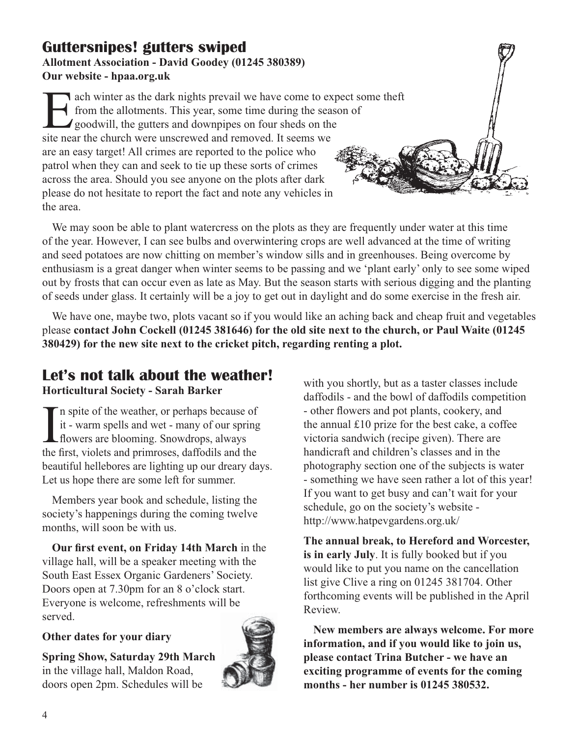## Guttersnipes! gutters swiped

**Allotment Association - David Goodey (01245 380389)**
**Our website - hpaa.org.uk**

Each winter as the dark nights prevail we have come to expect some theft from the allotments. This year, some time during the season of goodwill, the gutters and downpipes on four sheds on the site near the church were unscrewed and removed. It seems we are an easy target! All crimes are reported to the police who patrol when they can and seek to tie up these sorts of crimes across the area. Should you see anyone on the plots after dark please do not hesitate to report the fact and note any vehicles in the area.

We may soon be able to plant watercress on the plots as they are frequently under water at this time of the year. However, I can see bulbs and overwintering crops are well advanced at the time of writing and seed potatoes are now chitting on member's window sills and in greenhouses. Being overcome by enthusiasm is a great danger when winter seems to be passing and we 'plant early' only to see some wiped out by frosts that can occur even as late as May. But the season starts with serious digging and the planting of seeds under glass. It certainly will be a joy to get out in daylight and do some exercise in the fresh air.

We have one, maybe two, plots vacant so if you would like an aching back and cheap fruit and vegetables please **contact John Cockell (01245 381646) for the old site next to the church, or Paul Waite (01245 380429) for the new site next to the cricket pitch, regarding renting a plot.**

## Let's not talk about the weather!

**Horticultural Society - Sarah Barker**

In spite of the weather, or perhaps because of it - warm spells and wet - many of our spring flowers are blooming. Snowdrops, always the first, violets and primroses, daffodils and the beautiful hellebores are lighting up our dreary days. Let us hope there are some left for summer.

Members year book and schedule, listing the society's happenings during the coming twelve months, will soon be with us.

**Our first event, on Friday 14th March** in the village hall, will be a speaker meeting with the South East Essex Organic Gardeners' Society. Doors open at 7.30pm for an 8 o'clock start. Everyone is welcome, refreshments will be served.

**Other dates for your diary**

**Spring Show, Saturday 29th March** in the village hall, Maldon Road, doors open 2pm. Schedules will be with you shortly, but as a taster classes include daffodils - and the bowl of daffodils competition - other flowers and pot plants, cookery, and the annual £10 prize for the best cake, a coffee victoria sandwich (recipe given). There are handicraft and children's classes and in the photography section one of the subjects is water - something we have seen rather a lot of this year! If you want to get busy and can't wait for your schedule, go on the society's website - http://www.hatpevgardens.org.uk/

**The annual break, to Hereford and Worcester, is in early July**. It is fully booked but if you would like to put you name on the cancellation list give Clive a ring on 01245 381704. Other forthcoming events will be published in the April Review.

**New members are always welcome. For more information, and if you would like to join us, please contact Trina Butcher - we have an exciting programme of events for the coming months - her number is 01245 380532.**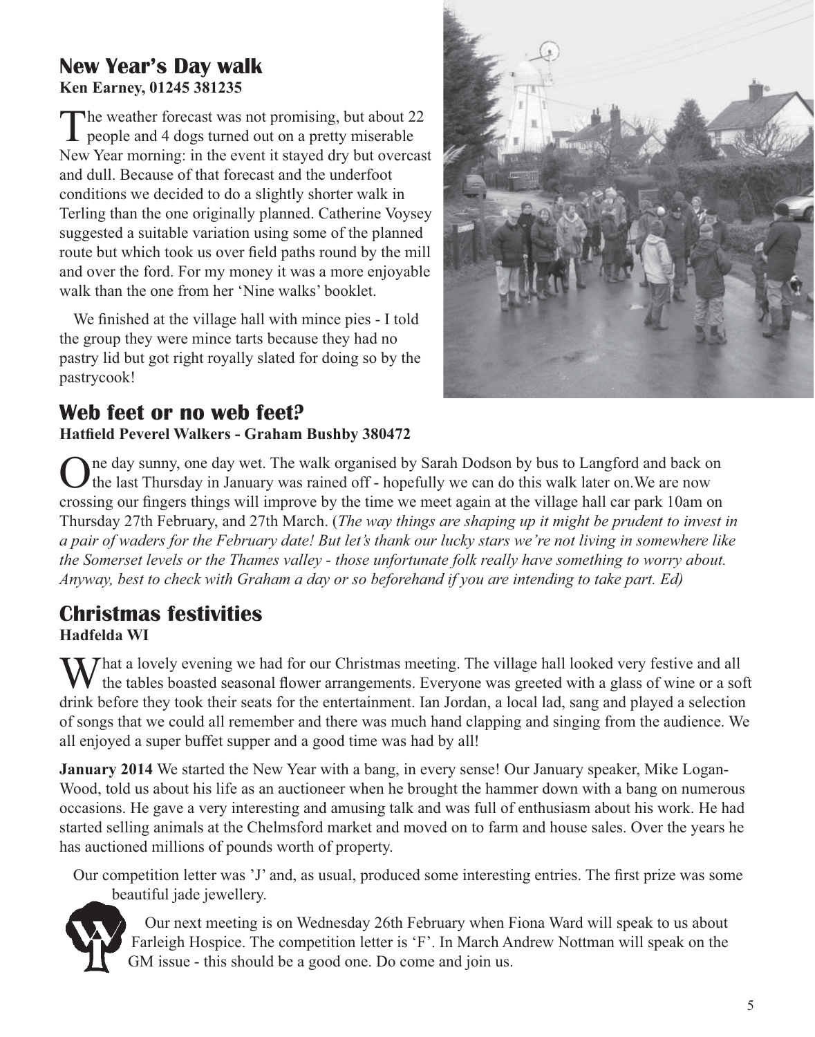## New Year's Day walk

**Ken Earney, 01245 381235**

The weather forecast was not promising, but about 22 people and 4 dogs turned out on a pretty miserable New Year morning: in the event it stayed dry but overcast and dull. Because of that forecast and the underfoot conditions we decided to do a slightly shorter walk in Terling than the one originally planned. Catherine Voysey suggested a suitable variation using some of the planned route but which took us over field paths round by the mill and over the ford. For my money it was a more enjoyable walk than the one from her 'Nine walks' booklet.

We finished at the village hall with mince pies - I told the group they were mince tarts because they had no pastry lid but got right royally slated for doing so by the pastrycook!

## Web feet or no web feet?

**Hatfield Peverel Walkers - Graham Bushby 380472**

One day sunny, one day wet. The walk organised by Sarah Dodson by bus to Langford and back on the last Thursday in January was rained off - hopefully we can do this walk later on.We are now crossing our fingers things will improve by the time we meet again at the village hall car park 10am on Thursday 27th February, and 27th March. (*The way things are shaping up it might be prudent to invest in a pair of waders for the February date! But let's thank our lucky stars we're not living in somewhere like the Somerset levels or the Thames valley - those unfortunate folk really have something to worry about. Anyway, best to check with Graham a day or so beforehand if you are intending to take part. Ed)*

## Christmas festivities

**Hadfelda WI**

What a lovely evening we had for our Christmas meeting. The village hall looked very festive and all the tables boasted seasonal flower arrangements. Everyone was greeted with a glass of wine or a soft drink before they took their seats for the entertainment. Ian Jordan, a local lad, sang and played a selection of songs that we could all remember and there was much hand clapping and singing from the audience. We all enjoyed a super buffet supper and a good time was had by all!

**January 2014** We started the New Year with a bang, in every sense! Our January speaker, Mike Logan-Wood, told us about his life as an auctioneer when he brought the hammer down with a bang on numerous occasions. He gave a very interesting and amusing talk and was full of enthusiasm about his work. He had started selling animals at the Chelmsford market and moved on to farm and house sales. Over the years he has auctioned millions of pounds worth of property.

Our competition letter was 'J' and, as usual, produced some interesting entries. The first prize was some beautiful jade jewellery.

Our next meeting is on Wednesday 26th February when Fiona Ward will speak to us about Farleigh Hospice. The competition letter is 'F'. In March Andrew Nottman will speak on the GM issue - this should be a good one. Do come and join us.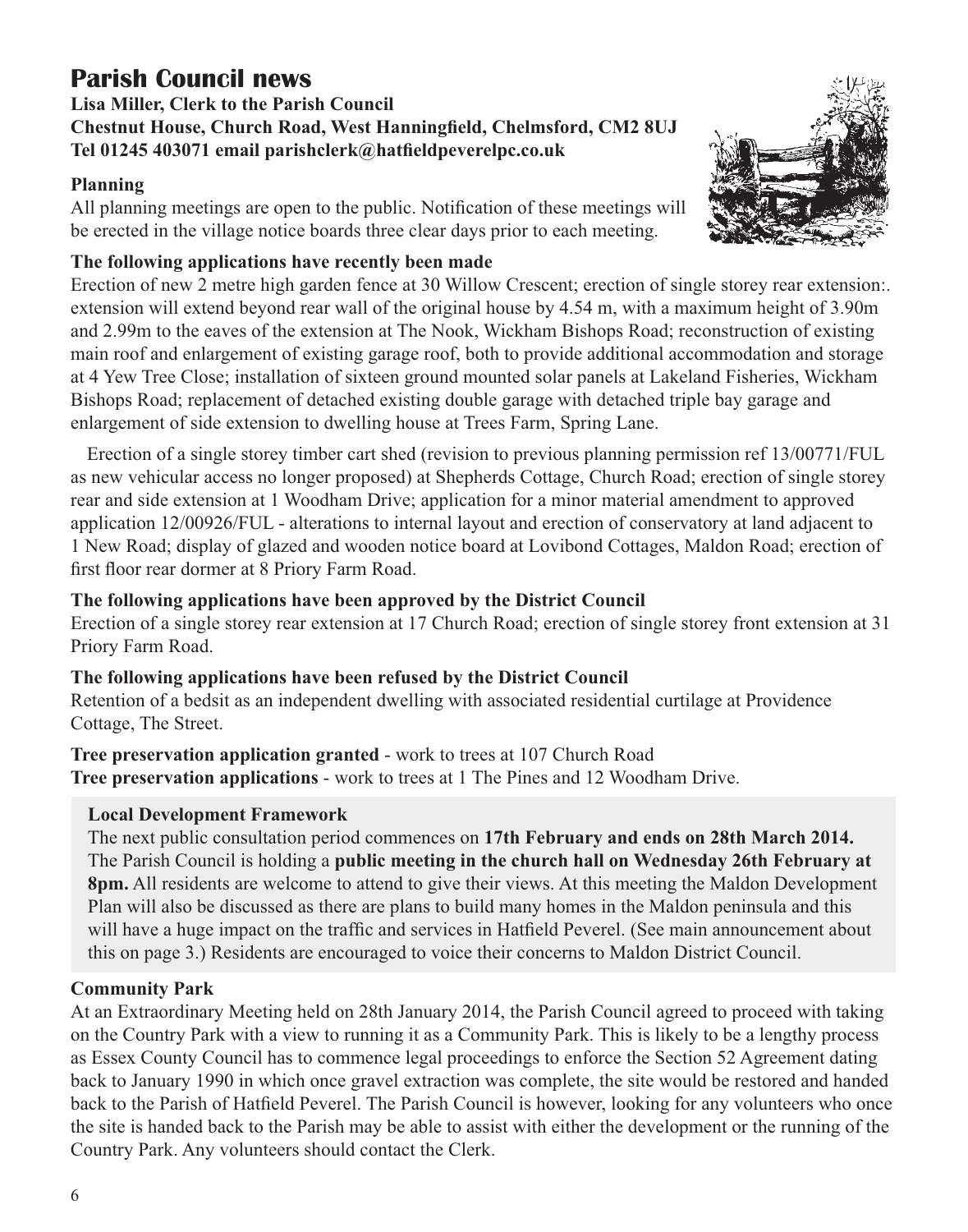# Parish Council news

**Lisa Miller, Clerk to the Parish Council**
**Chestnut House, Church Road, West Hanningfield, Chelmsford, CM2 8UJ**
**Tel 01245 403071 email parishclerk@hatfieldpeverelpc.co.uk**

### Planning

All planning meetings are open to the public. Notification of these meetings will be erected in the village notice boards three clear days prior to each meeting.

### The following applications have recently been made

Erection of new 2 metre high garden fence at 30 Willow Crescent; erection of single storey rear extension:. extension will extend beyond rear wall of the original house by 4.54 m, with a maximum height of 3.90m and 2.99m to the eaves of the extension at The Nook, Wickham Bishops Road; reconstruction of existing main roof and enlargement of existing garage roof, both to provide additional accommodation and storage at 4 Yew Tree Close; installation of sixteen ground mounted solar panels at Lakeland Fisheries, Wickham Bishops Road; replacement of detached existing double garage with detached triple bay garage and enlargement of side extension to dwelling house at Trees Farm, Spring Lane.

Erection of a single storey timber cart shed (revision to previous planning permission ref 13/00771/FUL as new vehicular access no longer proposed) at Shepherds Cottage, Church Road; erection of single storey rear and side extension at 1 Woodham Drive; application for a minor material amendment to approved application 12/00926/FUL - alterations to internal layout and erection of conservatory at land adjacent to 1 New Road; display of glazed and wooden notice board at Lovibond Cottages, Maldon Road; erection of first floor rear dormer at 8 Priory Farm Road.

### The following applications have been approved by the District Council

Erection of a single storey rear extension at 17 Church Road; erection of single storey front extension at 31 Priory Farm Road.

### The following applications have been refused by the District Council

Retention of a bedsit as an independent dwelling with associated residential curtilage at Providence Cottage, The Street.

**Tree preservation application granted** - work to trees at 107 Church Road
**Tree preservation applications** - work to trees at 1 The Pines and 12 Woodham Drive.

### Local Development Framework

The next public consultation period commences on **17th February and ends on 28th March 2014.** The Parish Council is holding a **public meeting in the church hall on Wednesday 26th February at 8pm.** All residents are welcome to attend to give their views. At this meeting the Maldon Development Plan will also be discussed as there are plans to build many homes in the Maldon peninsula and this will have a huge impact on the traffic and services in Hatfield Peverel. (See main announcement about this on page 3.) Residents are encouraged to voice their concerns to Maldon District Council.

### Community Park

At an Extraordinary Meeting held on 28th January 2014, the Parish Council agreed to proceed with taking on the Country Park with a view to running it as a Community Park. This is likely to be a lengthy process as Essex County Council has to commence legal proceedings to enforce the Section 52 Agreement dating back to January 1990 in which once gravel extraction was complete, the site would be restored and handed back to the Parish of Hatfield Peverel. The Parish Council is however, looking for any volunteers who once the site is handed back to the Parish may be able to assist with either the development or the running of the Country Park. Any volunteers should contact the Clerk.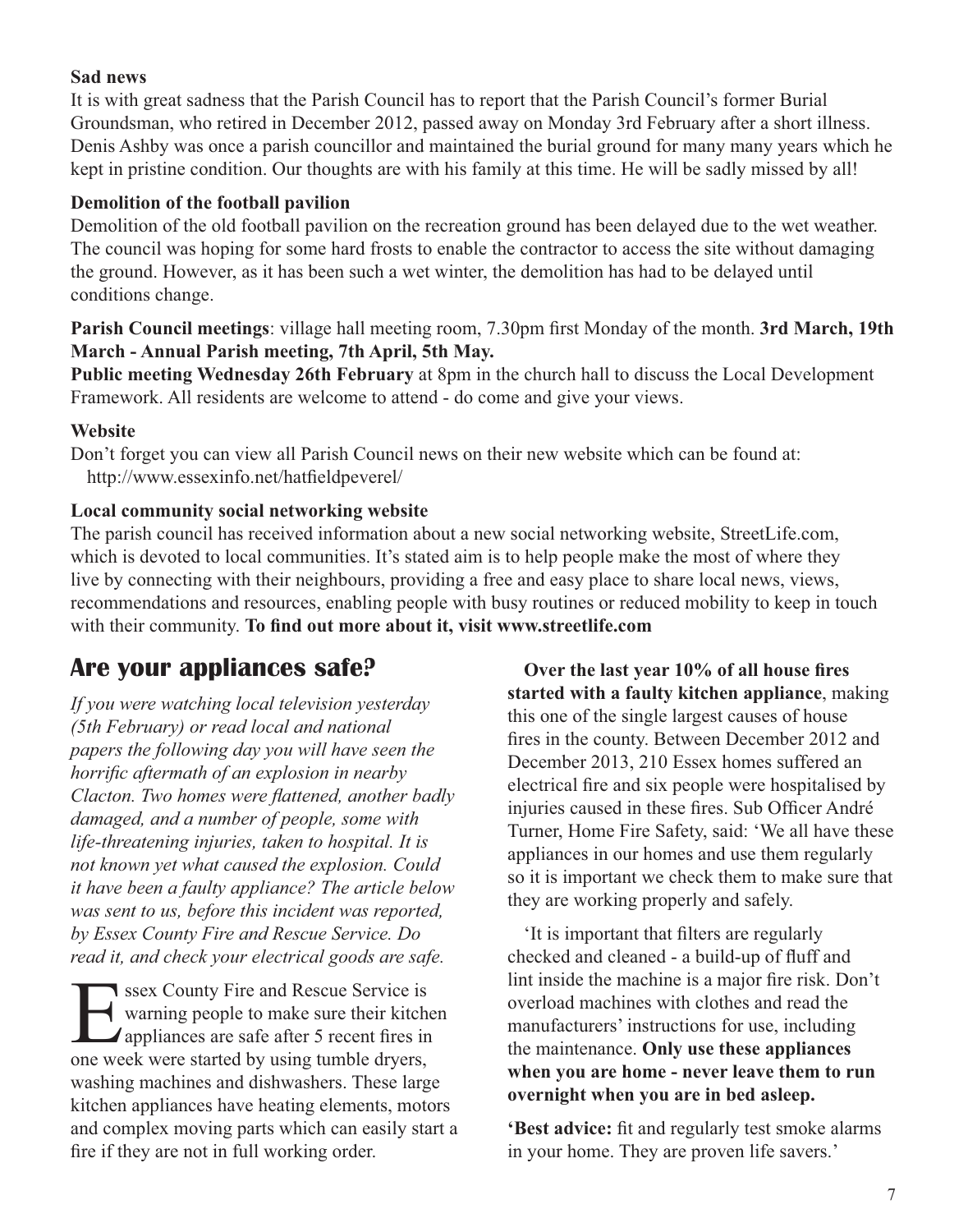**Sad news**

It is with great sadness that the Parish Council has to report that the Parish Council's former Burial Groundsman, who retired in December 2012, passed away on Monday 3rd February after a short illness. Denis Ashby was once a parish councillor and maintained the burial ground for many many years which he kept in pristine condition. Our thoughts are with his family at this time. He will be sadly missed by all!

**Demolition of the football pavilion**

Demolition of the old football pavilion on the recreation ground has been delayed due to the wet weather. The council was hoping for some hard frosts to enable the contractor to access the site without damaging the ground. However, as it has been such a wet winter, the demolition has had to be delayed until conditions change.

**Parish Council meetings**: village hall meeting room, 7.30pm first Monday of the month. **3rd March, 19th March - Annual Parish meeting, 7th April, 5th May.**

**Public meeting Wednesday 26th February** at 8pm in the church hall to discuss the Local Development Framework. All residents are welcome to attend - do come and give your views.

**Website**

Don't forget you can view all Parish Council news on their new website which can be found at: http://www.essexinfo.net/hatfieldpeverel/

**Local community social networking website**

The parish council has received information about a new social networking website, StreetLife.com, which is devoted to local communities. It's stated aim is to help people make the most of where they live by connecting with their neighbours, providing a free and easy place to share local news, views, recommendations and resources, enabling people with busy routines or reduced mobility to keep in touch with their community. **To find out more about it, visit www.streetlife.com**

## Are your appliances safe?

*If you were watching local television yesterday (5th February) or read local and national papers the following day you will have seen the horrific aftermath of an explosion in nearby Clacton. Two homes were flattened, another badly damaged, and a number of people, some with life-threatening injuries, taken to hospital. It is not known yet what caused the explosion. Could it have been a faulty appliance? The article below was sent to us, before this incident was reported, by Essex County Fire and Rescue Service. Do read it, and check your electrical goods are safe.*

Essex County Fire and Rescue Service is warning people to make sure their kitchen appliances are safe after 5 recent fires in one week were started by using tumble dryers, washing machines and dishwashers. These large kitchen appliances have heating elements, motors and complex moving parts which can easily start a fire if they are not in full working order.

**Over the last year 10% of all house fires started with a faulty kitchen appliance**, making this one of the single largest causes of house fires in the county. Between December 2012 and December 2013, 210 Essex homes suffered an electrical fire and six people were hospitalised by injuries caused in these fires. Sub Officer André Turner, Home Fire Safety, said: 'We all have these appliances in our homes and use them regularly so it is important we check them to make sure that they are working properly and safely.

'It is important that filters are regularly checked and cleaned - a build-up of fluff and lint inside the machine is a major fire risk. Don't overload machines with clothes and read the manufacturers' instructions for use, including the maintenance. **Only use these appliances when you are home - never leave them to run overnight when you are in bed asleep.**

**'Best advice:** fit and regularly test smoke alarms in your home. They are proven life savers.'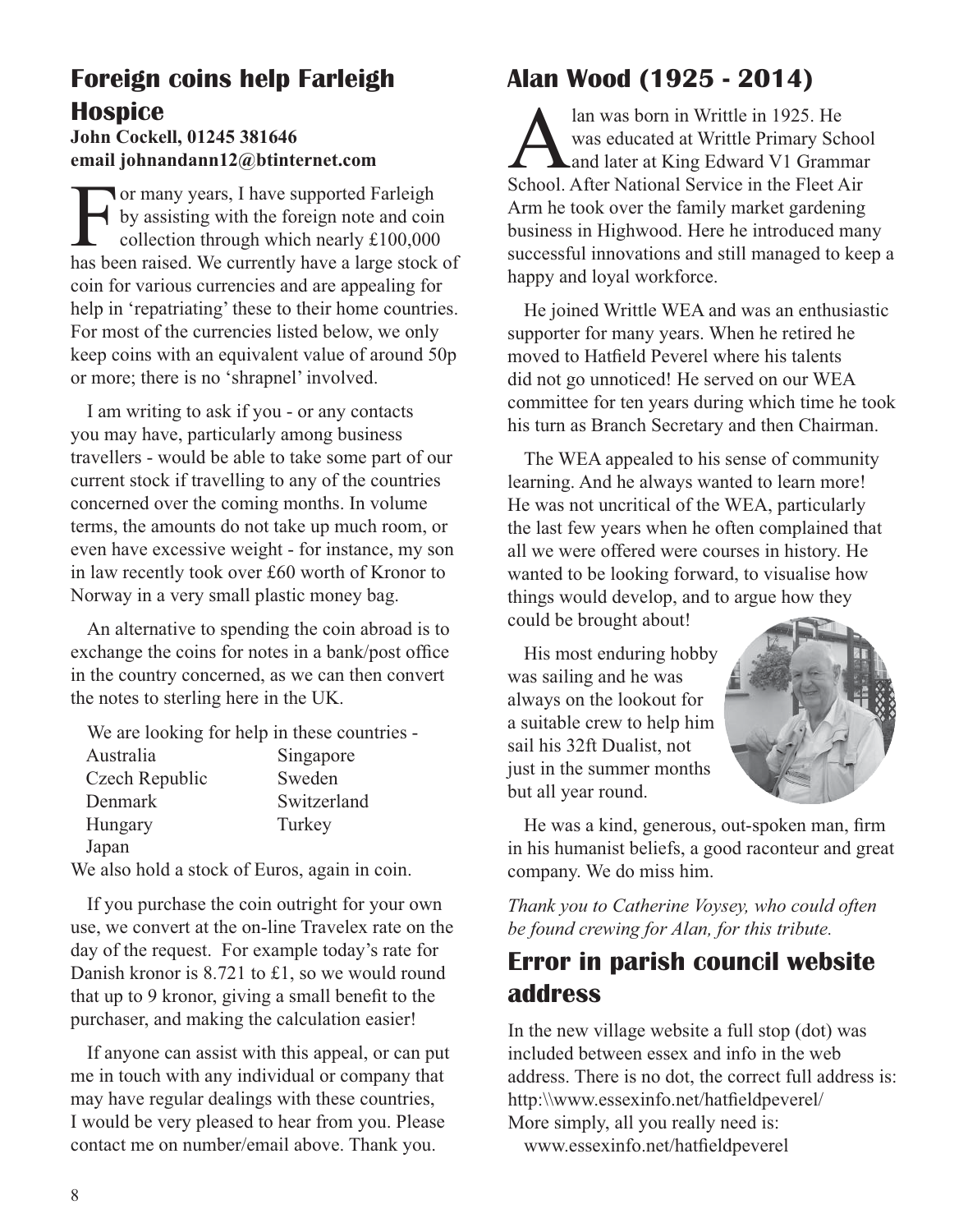## Foreign coins help Farleigh Hospice

**John Cockell, 01245 381646**
**email johnandann12@btinternet.com**

For many years, I have supported Farleigh by assisting with the foreign note and coin collection through which nearly £100,000 has been raised. We currently have a large stock of coin for various currencies and are appealing for help in 'repatriating' these to their home countries. For most of the currencies listed below, we only keep coins with an equivalent value of around 50p or more; there is no 'shrapnel' involved.

I am writing to ask if you - or any contacts you may have, particularly among business travellers - would be able to take some part of our current stock if travelling to any of the countries concerned over the coming months. In volume terms, the amounts do not take up much room, or even have excessive weight - for instance, my son in law recently took over £60 worth of Kronor to Norway in a very small plastic money bag.

An alternative to spending the coin abroad is to exchange the coins for notes in a bank/post office in the country concerned, as we can then convert the notes to sterling here in the UK.

We are looking for help in these countries -

- Australia
- Czech Republic
- Denmark
- Hungary
- Japan
- Singapore
- Sweden
- Switzerland
- Turkey

We also hold a stock of Euros, again in coin.

If you purchase the coin outright for your own use, we convert at the on-line Travelex rate on the day of the request. For example today's rate for Danish kronor is 8.721 to £1, so we would round that up to 9 kronor, giving a small benefit to the purchaser, and making the calculation easier!

If anyone can assist with this appeal, or can put me in touch with any individual or company that may have regular dealings with these countries, I would be very pleased to hear from you. Please contact me on number/email above. Thank you.

## Alan Wood (1925 - 2014)

Alan was born in Writtle in 1925. He was educated at Writtle Primary School and later at King Edward V1 Grammar School. After National Service in the Fleet Air Arm he took over the family market gardening business in Highwood. Here he introduced many successful innovations and still managed to keep a happy and loyal workforce.

He joined Writtle WEA and was an enthusiastic supporter for many years. When he retired he moved to Hatfield Peverel where his talents did not go unnoticed! He served on our WEA committee for ten years during which time he took his turn as Branch Secretary and then Chairman.

The WEA appealed to his sense of community learning. And he always wanted to learn more! He was not uncritical of the WEA, particularly the last few years when he often complained that all we were offered were courses in history. He wanted to be looking forward, to visualise how things would develop, and to argue how they could be brought about!

His most enduring hobby was sailing and he was always on the lookout for a suitable crew to help him sail his 32ft Dualist, not just in the summer months but all year round.

He was a kind, generous, out-spoken man, firm in his humanist beliefs, a good raconteur and great company. We do miss him.

*Thank you to Catherine Voysey, who could often be found crewing for Alan, for this tribute.*

## Error in parish council website address

In the new village website a full stop (dot) was included between essex and info in the web address. There is no dot, the correct full address is: http:\\www.essexinfo.net/hatfieldpeverel/
More simply, all you really need is:
www.essexinfo.net/hatfieldpeverel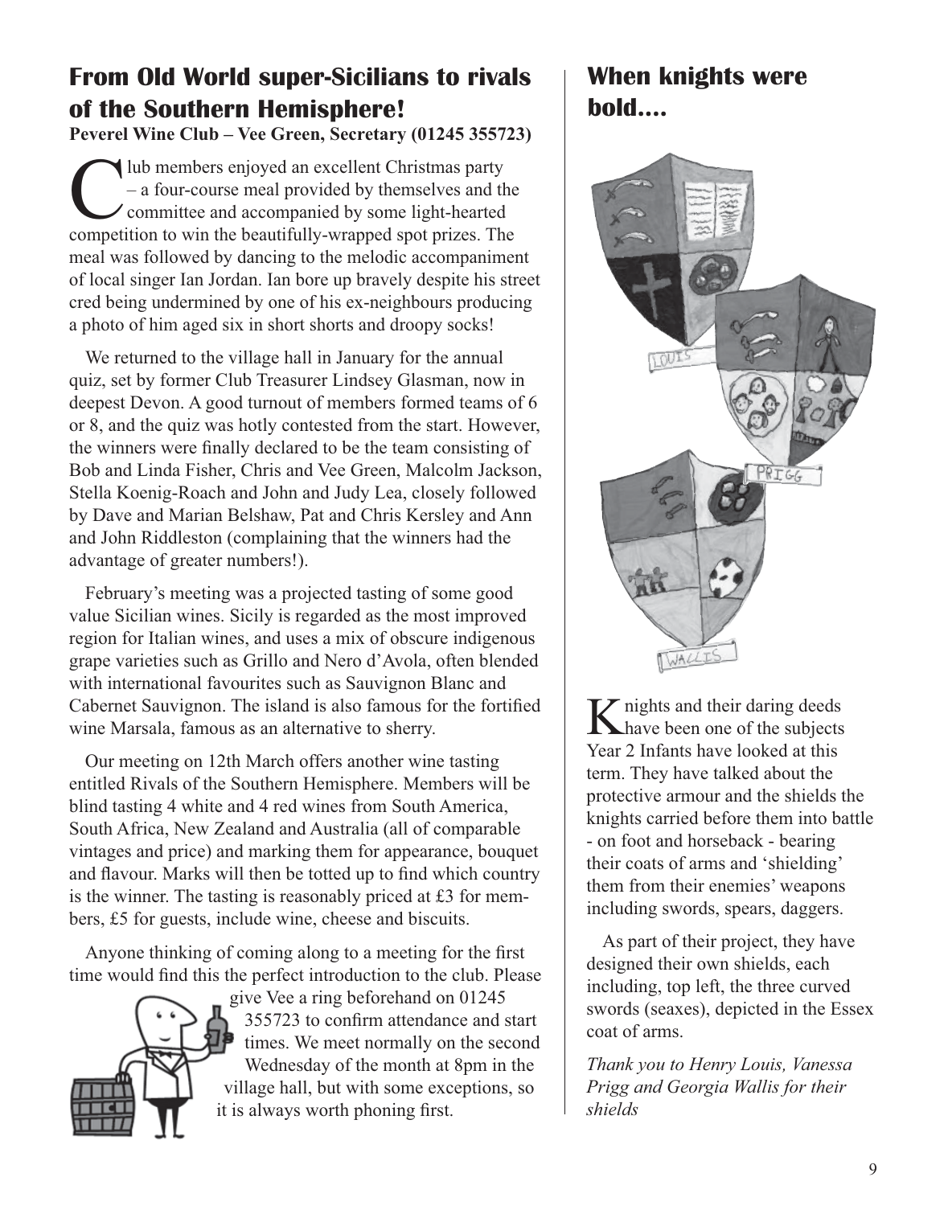## From Old World super-Sicilians to rivals of the Southern Hemisphere!

**Peverel Wine Club – Vee Green, Secretary (01245 355723)**

Club members enjoyed an excellent Christmas party – a four-course meal provided by themselves and the committee and accompanied by some light-hearted competition to win the beautifully-wrapped spot prizes. The meal was followed by dancing to the melodic accompaniment of local singer Ian Jordan. Ian bore up bravely despite his street cred being undermined by one of his ex-neighbours producing a photo of him aged six in short shorts and droopy socks!

We returned to the village hall in January for the annual quiz, set by former Club Treasurer Lindsey Glasman, now in deepest Devon. A good turnout of members formed teams of 6 or 8, and the quiz was hotly contested from the start. However, the winners were finally declared to be the team consisting of Bob and Linda Fisher, Chris and Vee Green, Malcolm Jackson, Stella Koenig-Roach and John and Judy Lea, closely followed by Dave and Marian Belshaw, Pat and Chris Kersley and Ann and John Riddleston (complaining that the winners had the advantage of greater numbers!).

February's meeting was a projected tasting of some good value Sicilian wines. Sicily is regarded as the most improved region for Italian wines, and uses a mix of obscure indigenous grape varieties such as Grillo and Nero d'Avola, often blended with international favourites such as Sauvignon Blanc and Cabernet Sauvignon. The island is also famous for the fortified wine Marsala, famous as an alternative to sherry.

Our meeting on 12th March offers another wine tasting entitled Rivals of the Southern Hemisphere. Members will be blind tasting 4 white and 4 red wines from South America, South Africa, New Zealand and Australia (all of comparable vintages and price) and marking them for appearance, bouquet and flavour. Marks will then be totted up to find which country is the winner. The tasting is reasonably priced at £3 for members, £5 for guests, include wine, cheese and biscuits.

Anyone thinking of coming along to a meeting for the first time would find this the perfect introduction to the club. Please give Vee a ring beforehand on 01245 355723 to confirm attendance and start times. We meet normally on the second Wednesday of the month at 8pm in the village hall, but with some exceptions, so it is always worth phoning first.

## When knights were bold....

Knights and their daring deeds have been one of the subjects Year 2 Infants have looked at this term. They have talked about the protective armour and the shields the knights carried before them into battle - on foot and horseback - bearing their coats of arms and 'shielding' them from their enemies' weapons including swords, spears, daggers.

As part of their project, they have designed their own shields, each including, top left, the three curved swords (seaxes), depicted in the Essex coat of arms.

*Thank you to Henry Louis, Vanessa Prigg and Georgia Wallis for their shields*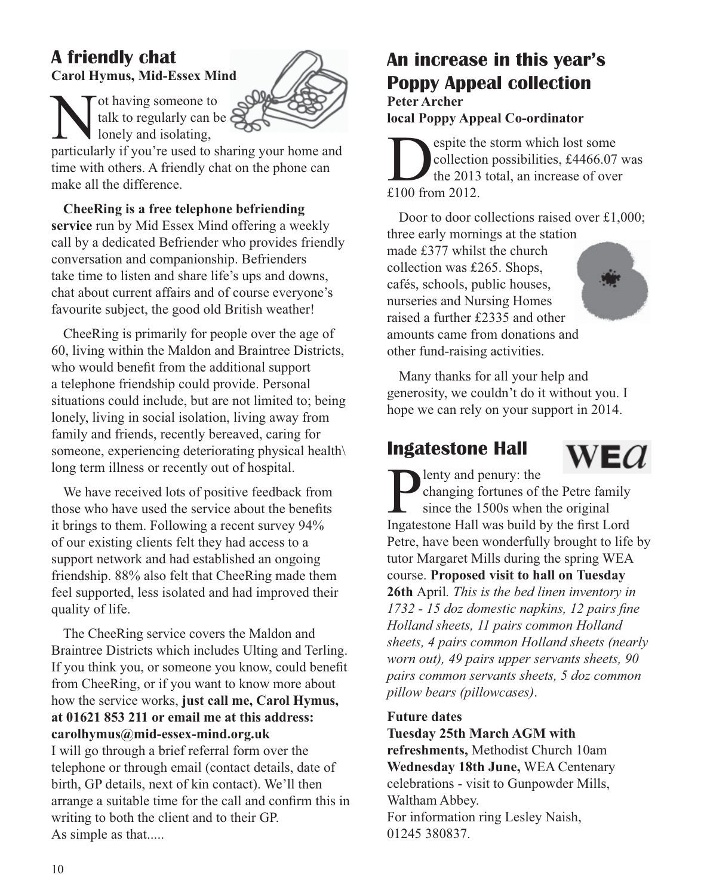## A friendly chat

**Carol Hymus, Mid-Essex Mind**

Not having someone to talk to regularly can be lonely and isolating, particularly if you're used to sharing your home and time with others. A friendly chat on the phone can make all the difference.

**CheeRing is a free telephone befriending service** run by Mid Essex Mind offering a weekly call by a dedicated Befriender who provides friendly conversation and companionship. Befrienders take time to listen and share life's ups and downs, chat about current affairs and of course everyone's favourite subject, the good old British weather!

CheeRing is primarily for people over the age of 60, living within the Maldon and Braintree Districts, who would benefit from the additional support a telephone friendship could provide. Personal situations could include, but are not limited to; being lonely, living in social isolation, living away from family and friends, recently bereaved, caring for someone, experiencing deteriorating physical health\ long term illness or recently out of hospital.

We have received lots of positive feedback from those who have used the service about the benefits it brings to them. Following a recent survey 94% of our existing clients felt they had access to a support network and had established an ongoing friendship. 88% also felt that CheeRing made them feel supported, less isolated and had improved their quality of life.

The CheeRing service covers the Maldon and Braintree Districts which includes Ulting and Terling. If you think you, or someone you know, could benefit from CheeRing, or if you want to know more about how the service works, **just call me, Carol Hymus, at 01621 853 211 or email me at this address: carolhymus@mid-essex-mind.org.uk**
I will go through a brief referral form over the telephone or through email (contact details, date of birth, GP details, next of kin contact). We'll then arrange a suitable time for the call and confirm this in writing to both the client and to their GP.
As simple as that.....

## An increase in this year's Poppy Appeal collection

**Peter Archer**
**local Poppy Appeal Co-ordinator**

Despite the storm which lost some collection possibilities, £4466.07 was the 2013 total, an increase of over £100 from 2012.

Door to door collections raised over £1,000; three early mornings at the station made £377 whilst the church collection was £265. Shops, cafés, schools, public houses, nurseries and Nursing Homes raised a further £2335 and other amounts came from donations and other fund-raising activities.

Many thanks for all your help and generosity, we couldn't do it without you. I hope we can rely on your support in 2014.

## Ingatestone Hall

WEA

Plenty and penury: the changing fortunes of the Petre family since the 1500s when the original Ingatestone Hall was build by the first Lord Petre, have been wonderfully brought to life by tutor Margaret Mills during the spring WEA course. **Proposed visit to hall on Tuesday 26th** April*. This is the bed linen inventory in 1732 - 15 doz domestic napkins, 12 pairs fine Holland sheets, 11 pairs common Holland sheets, 4 pairs common Holland sheets (nearly worn out), 49 pairs upper servants sheets, 90 pairs common servants sheets, 5 doz common pillow bears (pillowcases)*.

**Future dates**
**Tuesday 25th March AGM with refreshments,** Methodist Church 10am
**Wednesday 18th June,** WEA Centenary celebrations - visit to Gunpowder Mills, Waltham Abbey.
For information ring Lesley Naish, 01245 380837.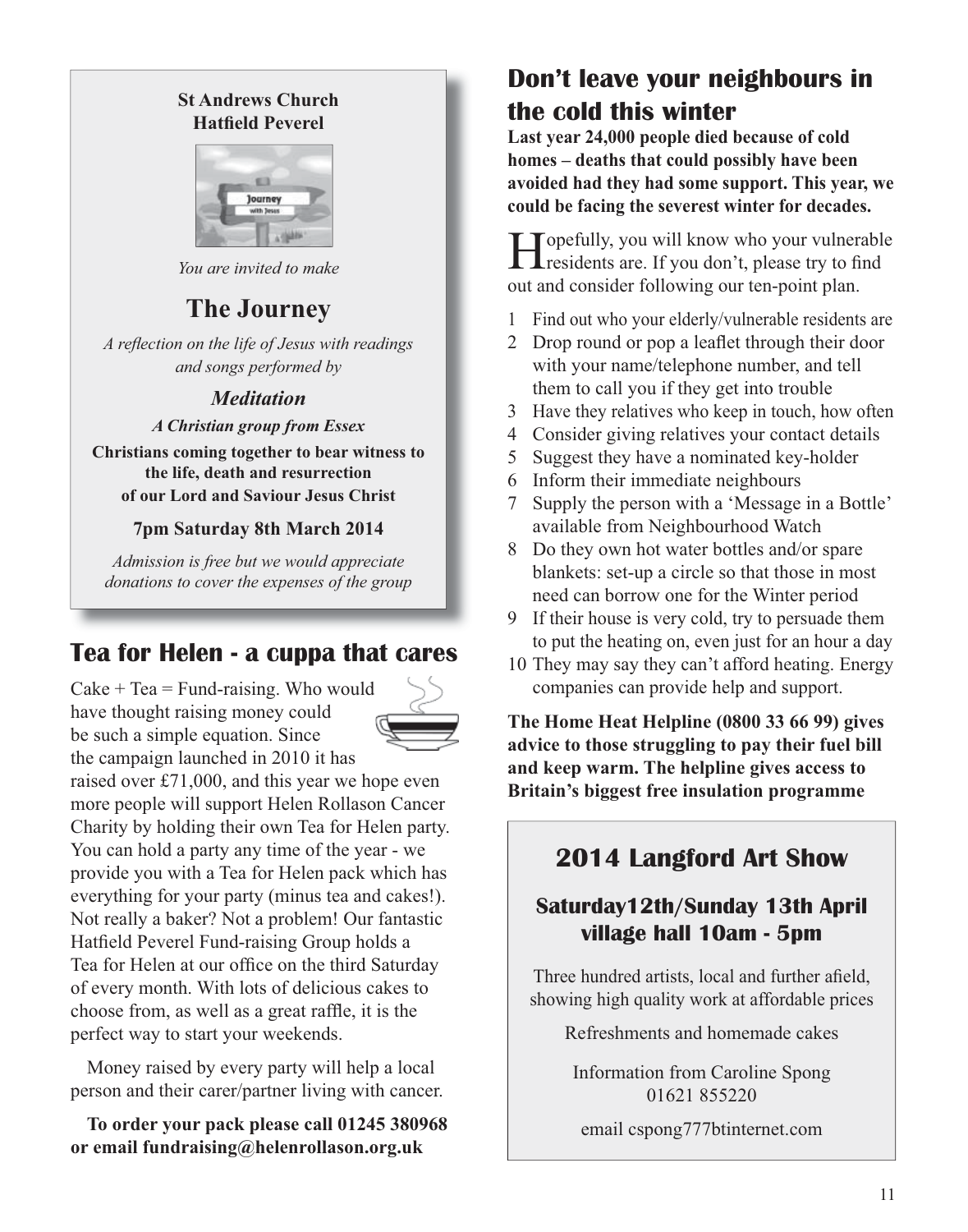**St Andrews Church**
**Hatfield Peverel**

*You are invited to make*

## The Journey

*A reflection on the life of Jesus with readings and songs performed by*

***Meditation***

***A Christian group from Essex***

**Christians coming together to bear witness to the life, death and resurrection of our Lord and Saviour Jesus Christ**

**7pm Saturday 8th March 2014**

*Admission is free but we would appreciate donations to cover the expenses of the group*

## Tea for Helen - a cuppa that cares

Cake + Tea = Fund-raising. Who would have thought raising money could be such a simple equation. Since the campaign launched in 2010 it has raised over £71,000, and this year we hope even more people will support Helen Rollason Cancer Charity by holding their own Tea for Helen party. You can hold a party any time of the year - we provide you with a Tea for Helen pack which has everything for your party (minus tea and cakes!). Not really a baker? Not a problem! Our fantastic Hatfield Peverel Fund-raising Group holds a Tea for Helen at our office on the third Saturday of every month. With lots of delicious cakes to choose from, as well as a great raffle, it is the perfect way to start your weekends.

Money raised by every party will help a local person and their carer/partner living with cancer.

**To order your pack please call 01245 380968 or email fundraising@helenrollason.org.uk**

## Don't leave your neighbours in the cold this winter

**Last year 24,000 people died because of cold homes – deaths that could possibly have been avoided had they had some support. This year, we could be facing the severest winter for decades.**

Hopefully, you will know who your vulnerable residents are. If you don't, please try to find out and consider following our ten-point plan.

1. Find out who your elderly/vulnerable residents are
2. Drop round or pop a leaflet through their door with your name/telephone number, and tell them to call you if they get into trouble
3. Have they relatives who keep in touch, how often
4. Consider giving relatives your contact details
5. Suggest they have a nominated key-holder
6. Inform their immediate neighbours
7. Supply the person with a 'Message in a Bottle' available from Neighbourhood Watch
8. Do they own hot water bottles and/or spare blankets: set-up a circle so that those in most need can borrow one for the Winter period
9. If their house is very cold, try to persuade them to put the heating on, even just for an hour a day
10. They may say they can't afford heating. Energy companies can provide help and support.

**The Home Heat Helpline (0800 33 66 99) gives advice to those struggling to pay their fuel bill and keep warm. The helpline gives access to Britain's biggest free insulation programme**

## 2014 Langford Art Show

### Saturday12th/Sunday 13th April village hall 10am - 5pm

Three hundred artists, local and further afield, showing high quality work at affordable prices

Refreshments and homemade cakes

Information from Caroline Spong
01621 855220

email cspong777btinternet.com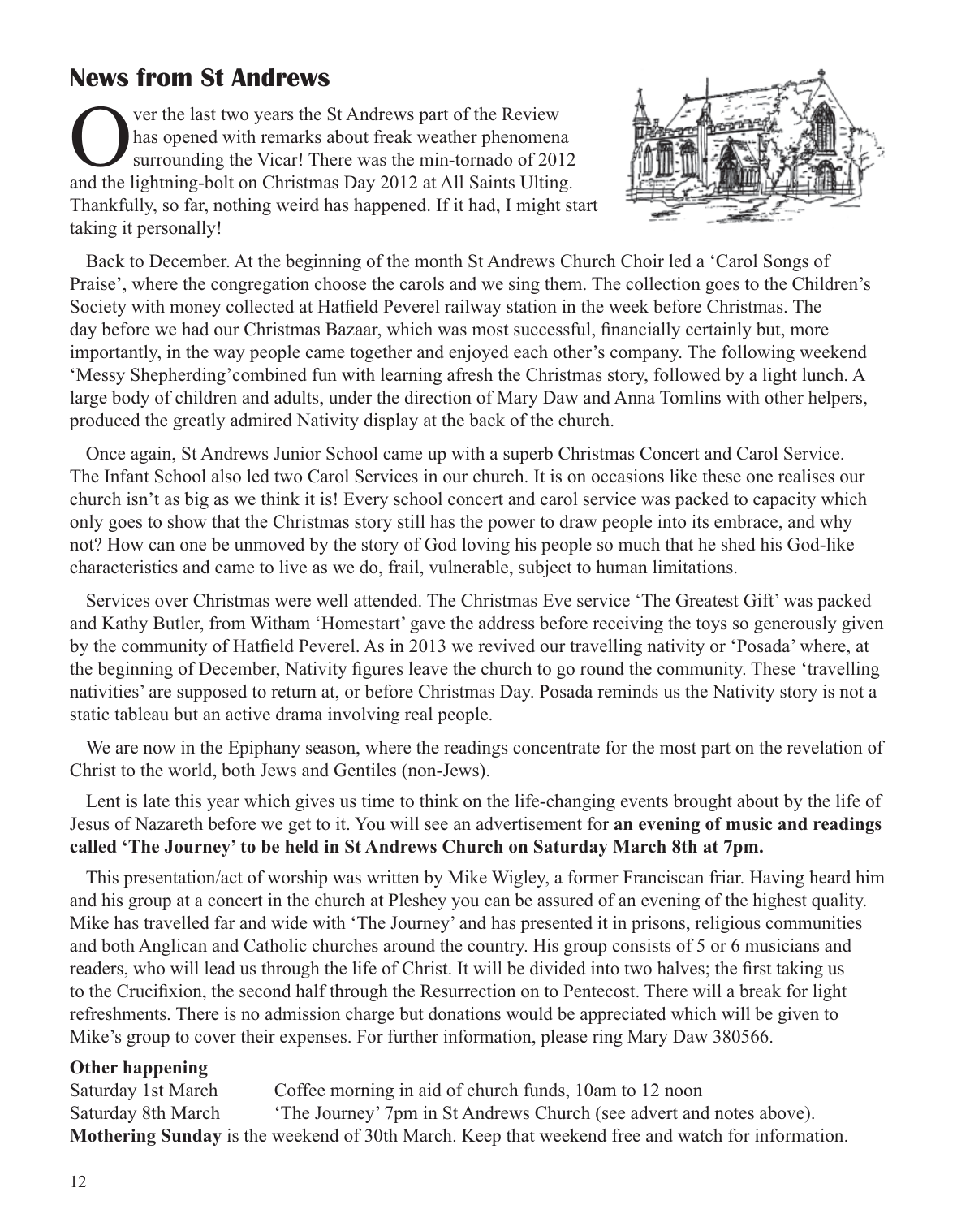## News from St Andrews

Over the last two years the St Andrews part of the Review has opened with remarks about freak weather phenomena surrounding the Vicar! There was the min-tornado of 2012 and the lightning-bolt on Christmas Day 2012 at All Saints Ulting. Thankfully, so far, nothing weird has happened. If it had, I might start taking it personally!

Back to December. At the beginning of the month St Andrews Church Choir led a 'Carol Songs of Praise', where the congregation choose the carols and we sing them. The collection goes to the Children's Society with money collected at Hatfield Peverel railway station in the week before Christmas. The day before we had our Christmas Bazaar, which was most successful, financially certainly but, more importantly, in the way people came together and enjoyed each other's company. The following weekend 'Messy Shepherding'combined fun with learning afresh the Christmas story, followed by a light lunch. A large body of children and adults, under the direction of Mary Daw and Anna Tomlins with other helpers, produced the greatly admired Nativity display at the back of the church.

Once again, St Andrews Junior School came up with a superb Christmas Concert and Carol Service. The Infant School also led two Carol Services in our church. It is on occasions like these one realises our church isn't as big as we think it is! Every school concert and carol service was packed to capacity which only goes to show that the Christmas story still has the power to draw people into its embrace, and why not? How can one be unmoved by the story of God loving his people so much that he shed his God-like characteristics and came to live as we do, frail, vulnerable, subject to human limitations.

Services over Christmas were well attended. The Christmas Eve service 'The Greatest Gift' was packed and Kathy Butler, from Witham 'Homestart' gave the address before receiving the toys so generously given by the community of Hatfield Peverel. As in 2013 we revived our travelling nativity or 'Posada' where, at the beginning of December, Nativity figures leave the church to go round the community. These 'travelling nativities' are supposed to return at, or before Christmas Day. Posada reminds us the Nativity story is not a static tableau but an active drama involving real people.

We are now in the Epiphany season, where the readings concentrate for the most part on the revelation of Christ to the world, both Jews and Gentiles (non-Jews).

Lent is late this year which gives us time to think on the life-changing events brought about by the life of Jesus of Nazareth before we get to it. You will see an advertisement for **an evening of music and readings called 'The Journey' to be held in St Andrews Church on Saturday March 8th at 7pm.**

This presentation/act of worship was written by Mike Wigley, a former Franciscan friar. Having heard him and his group at a concert in the church at Pleshey you can be assured of an evening of the highest quality. Mike has travelled far and wide with 'The Journey' and has presented it in prisons, religious communities and both Anglican and Catholic churches around the country. His group consists of 5 or 6 musicians and readers, who will lead us through the life of Christ. It will be divided into two halves; the first taking us to the Crucifixion, the second half through the Resurrection on to Pentecost. There will a break for light refreshments. There is no admission charge but donations would be appreciated which will be given to Mike's group to cover their expenses. For further information, please ring Mary Daw 380566.

**Other happening**

Saturday 1st March — Coffee morning in aid of church funds, 10am to 12 noon

Saturday 8th March — 'The Journey' 7pm in St Andrews Church (see advert and notes above).

**Mothering Sunday** is the weekend of 30th March. Keep that weekend free and watch for information.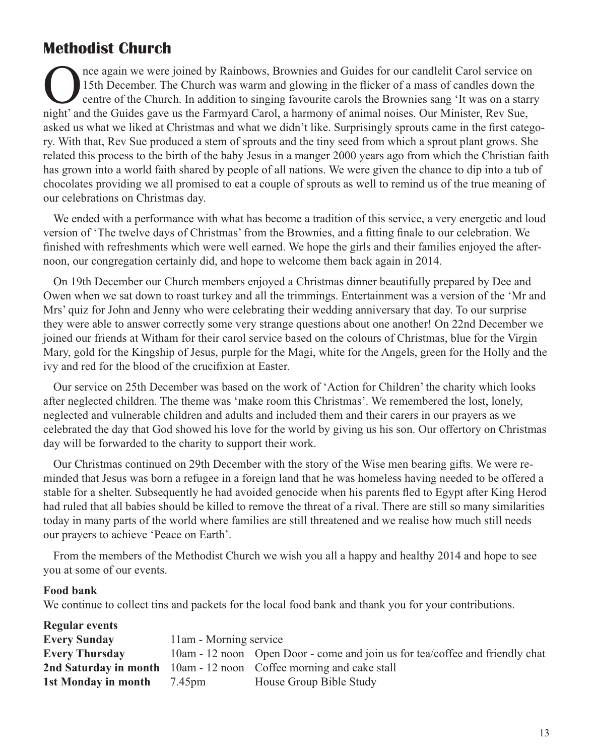# Methodist Church

Once again we were joined by Rainbows, Brownies and Guides for our candlelit Carol service on 15th December. The Church was warm and glowing in the flicker of a mass of candles down the centre of the Church. In addition to singing favourite carols the Brownies sang 'It was on a starry night' and the Guides gave us the Farmyard Carol, a harmony of animal noises. Our Minister, Rev Sue, asked us what we liked at Christmas and what we didn't like. Surprisingly sprouts came in the first category. With that, Rev Sue produced a stem of sprouts and the tiny seed from which a sprout plant grows. She related this process to the birth of the baby Jesus in a manger 2000 years ago from which the Christian faith has grown into a world faith shared by people of all nations. We were given the chance to dip into a tub of chocolates providing we all promised to eat a couple of sprouts as well to remind us of the true meaning of our celebrations on Christmas day.

We ended with a performance with what has become a tradition of this service, a very energetic and loud version of 'The twelve days of Christmas' from the Brownies, and a fitting finale to our celebration. We finished with refreshments which were well earned. We hope the girls and their families enjoyed the afternoon, our congregation certainly did, and hope to welcome them back again in 2014.

On 19th December our Church members enjoyed a Christmas dinner beautifully prepared by Dee and Owen when we sat down to roast turkey and all the trimmings. Entertainment was a version of the 'Mr and Mrs' quiz for John and Jenny who were celebrating their wedding anniversary that day. To our surprise they were able to answer correctly some very strange questions about one another! On 22nd December we joined our friends at Witham for their carol service based on the colours of Christmas, blue for the Virgin Mary, gold for the Kingship of Jesus, purple for the Magi, white for the Angels, green for the Holly and the ivy and red for the blood of the crucifixion at Easter.

Our service on 25th December was based on the work of 'Action for Children' the charity which looks after neglected children. The theme was 'make room this Christmas'. We remembered the lost, lonely, neglected and vulnerable children and adults and included them and their carers in our prayers as we celebrated the day that God showed his love for the world by giving us his son. Our offertory on Christmas day will be forwarded to the charity to support their work.

Our Christmas continued on 29th December with the story of the Wise men bearing gifts. We were reminded that Jesus was born a refugee in a foreign land that he was homeless having needed to be offered a stable for a shelter. Subsequently he had avoided genocide when his parents fled to Egypt after King Herod had ruled that all babies should be killed to remove the threat of a rival. There are still so many similarities today in many parts of the world where families are still threatened and we realise how much still needs our prayers to achieve 'Peace on Earth'.

From the members of the Methodist Church we wish you all a happy and healthy 2014 and hope to see you at some of our events.

**Food bank**

We continue to collect tins and packets for the local food bank and thank you for your contributions.

**Regular events**

| | | |
|---|---|---|
| **Every Sunday** | 11am - Morning service | |
| **Every Thursday** | 10am - 12 noon | Open Door - come and join us for tea/coffee and friendly chat |
| **2nd Saturday in month** | 10am - 12 noon | Coffee morning and cake stall |
| **1st Monday in month** | 7.45pm | House Group Bible Study |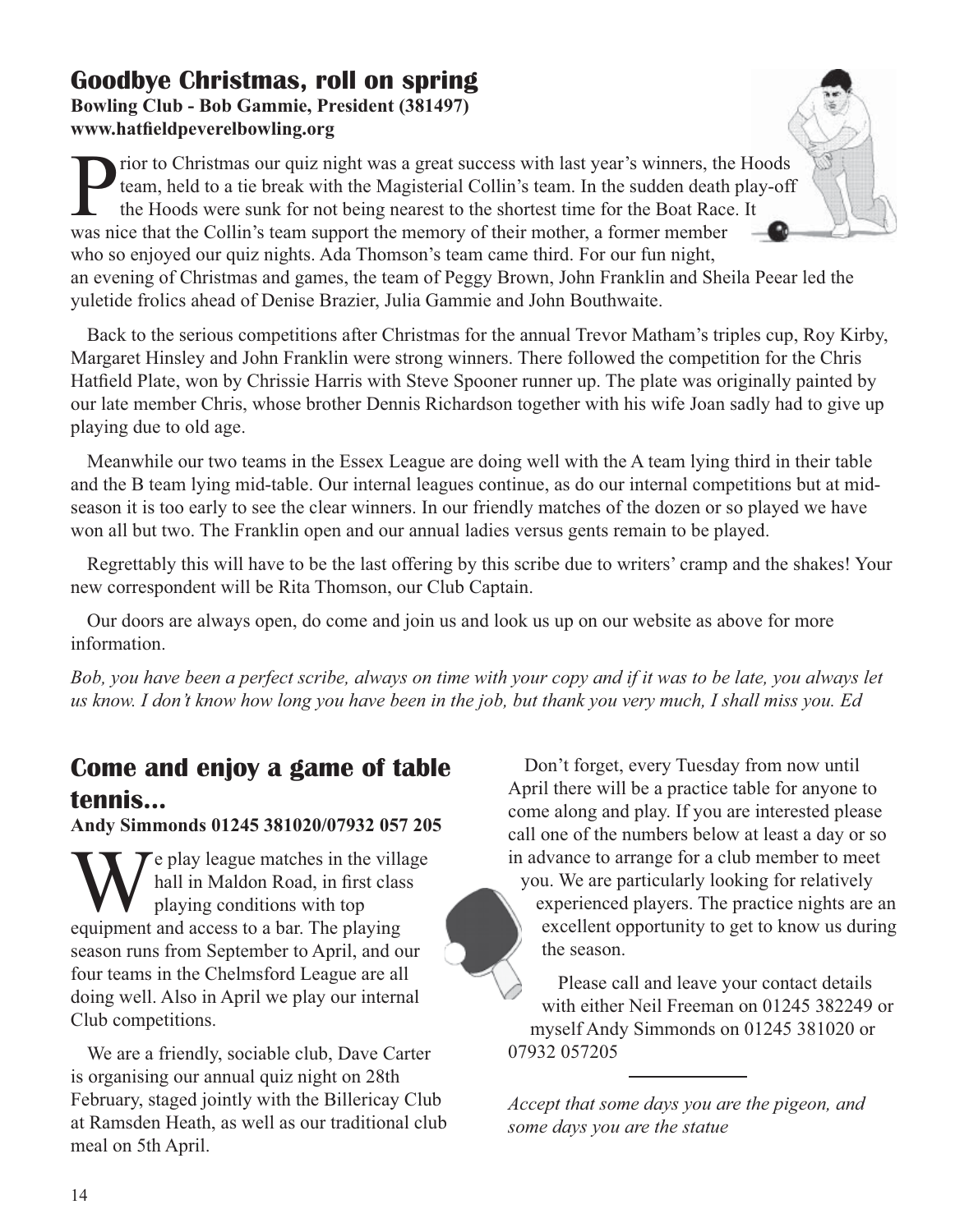## Goodbye Christmas, roll on spring

**Bowling Club - Bob Gammie, President (381497)**
**www.hatfieldpeverelbowling.org**

Prior to Christmas our quiz night was a great success with last year's winners, the Hoods team, held to a tie break with the Magisterial Collin's team. In the sudden death play-off the Hoods were sunk for not being nearest to the shortest time for the Boat Race. It was nice that the Collin's team support the memory of their mother, a former member who so enjoyed our quiz nights. Ada Thomson's team came third. For our fun night, an evening of Christmas and games, the team of Peggy Brown, John Franklin and Sheila Peear led the yuletide frolics ahead of Denise Brazier, Julia Gammie and John Bouthwaite.

Back to the serious competitions after Christmas for the annual Trevor Matham's triples cup, Roy Kirby, Margaret Hinsley and John Franklin were strong winners. There followed the competition for the Chris Hatfield Plate, won by Chrissie Harris with Steve Spooner runner up. The plate was originally painted by our late member Chris, whose brother Dennis Richardson together with his wife Joan sadly had to give up playing due to old age.

Meanwhile our two teams in the Essex League are doing well with the A team lying third in their table and the B team lying mid-table. Our internal leagues continue, as do our internal competitions but at mid-season it is too early to see the clear winners. In our friendly matches of the dozen or so played we have won all but two. The Franklin open and our annual ladies versus gents remain to be played.

Regrettably this will have to be the last offering by this scribe due to writers' cramp and the shakes! Your new correspondent will be Rita Thomson, our Club Captain.

Our doors are always open, do come and join us and look us up on our website as above for more information.

*Bob, you have been a perfect scribe, always on time with your copy and if it was to be late, you always let us know. I don't know how long you have been in the job, but thank you very much, I shall miss you. Ed*

## Come and enjoy a game of table tennis...

**Andy Simmonds 01245 381020/07932 057 205**

We play league matches in the village hall in Maldon Road, in first class playing conditions with top equipment and access to a bar. The playing season runs from September to April, and our four teams in the Chelmsford League are all doing well. Also in April we play our internal Club competitions.

We are a friendly, sociable club, Dave Carter is organising our annual quiz night on 28th February, staged jointly with the Billericay Club at Ramsden Heath, as well as our traditional club meal on 5th April.

Don't forget, every Tuesday from now until April there will be a practice table for anyone to come along and play. If you are interested please call one of the numbers below at least a day or so in advance to arrange for a club member to meet you. We are particularly looking for relatively experienced players. The practice nights are an excellent opportunity to get to know us during the season.

Please call and leave your contact details with either Neil Freeman on 01245 382249 or myself Andy Simmonds on 01245 381020 or 07932 057205

---

*Accept that some days you are the pigeon, and some days you are the statue*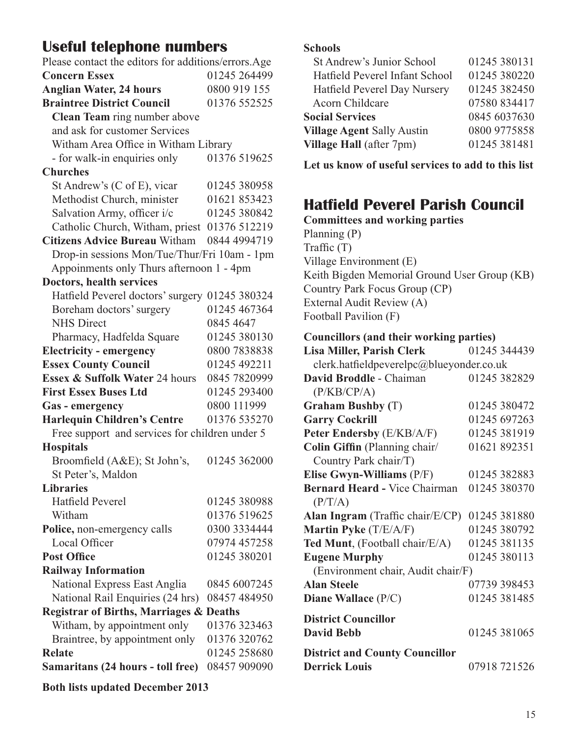## Useful telephone numbers

Please contact the editors for additions/errors.Age

| | |
|---|---|
| **Concern Essex** | 01245 264499 |
| **Anglian Water, 24 hours** | 0800 919 155 |
| **Braintree District Council** | 01376 552525 |
| **Clean Team** ring number above and ask for customer Services | |
| Witham Area Office in Witham Library - for walk-in enquiries only | 01376 519625 |
| **Churches** | |
| St Andrew's (C of E), vicar | 01245 380958 |
| Methodist Church, minister | 01621 853423 |
| Salvation Army, officer i/c | 01245 380842 |
| Catholic Church, Witham, priest | 01376 512219 |
| **Citizens Advice Bureau** Witham | 0844 4994719 |
| Drop-in sessions Mon/Tue/Thur/Fri 10am - 1pm | |
| Appoinments only Thurs afternoon 1 - 4pm | |
| **Doctors, health services** | |
| Hatfield Peverel doctors' surgery | 01245 380324 |
| Boreham doctors' surgery | 01245 467364 |
| NHS Direct | 0845 4647 |
| Pharmacy, Hadfelda Square | 01245 380130 |
| **Electricity - emergency** | 0800 7838838 |
| **Essex County Council** | 01245 492211 |
| **Essex & Suffolk Water** 24 hours | 0845 7820999 |
| **First Essex Buses Ltd** | 01245 293400 |
| **Gas - emergency** | 0800 111999 |
| **Harlequin Children's Centre** | 01376 535270 |
| Free support and services for children under 5 | |
| **Hospitals** | |
| Broomfield (A&E); St John's, St Peter's, Maldon | 01245 362000 |
| **Libraries** | |
| Hatfield Peverel | 01245 380988 |
| Witham | 01376 519625 |
| **Police,** non-emergency calls | 0300 3334444 |
| Local Officer | 07974 457258 |
| **Post Office** | 01245 380201 |
| **Railway Information** | |
| National Express East Anglia | 0845 6007245 |
| National Rail Enquiries (24 hrs) | 08457 484950 |
| **Registrar of Births, Marriages & Deaths** | |
| Witham, by appointment only | 01376 323463 |
| Braintree, by appointment only | 01376 320762 |
| **Relate** | 01245 258680 |
| **Samaritans (24 hours - toll free)** | 08457 909090 |
| **Schools** | |
| St Andrew's Junior School | 01245 380131 |
| Hatfield Peverel Infant School | 01245 380220 |
| Hatfield Peverel Day Nursery | 01245 382450 |
| Acorn Childcare | 07580 834417 |
| **Social Services** | 0845 6037630 |
| **Village Agent** Sally Austin | 0800 9775858 |
| **Village Hall** (after 7pm) | 01245 381481 |

**Let us know of useful services to add to this list**

## Hatfield Peverel Parish Council

**Committees and working parties**

Planning (P)
Traffic (T)
Village Environment (E)
Keith Bigden Memorial Ground User Group (KB)
Country Park Focus Group (CP)
External Audit Review (A)
Football Pavilion (F)

**Councillors (and their working parties)**

| | |
|---|---|
| **Lisa Miller, Parish Clerk** | 01245 344439 |
| clerk.hatfieldpeverelpc@blueyonder.co.uk | |
| **David Broddle** - Chaiman (P/KB/CP/A) | 01245 382829 |
| **Graham Bushby** (T) | 01245 380472 |
| **Garry Cockrill** | 01245 697263 |
| **Peter Endersby** (E/KB/A/F) | 01245 381919 |
| **Colin Giffin** (Planning chair/ Country Park chair/T) | 01621 892351 |
| **Elise Gwyn-Williams** (P/F) | 01245 382883 |
| **Bernard Heard -** Vice Chairman (P/T/A) | 01245 380370 |
| **Alan Ingram** (Traffic chair/E/CP) | 01245 381880 |
| **Martin Pyke** (T/E/A/F) | 01245 380792 |
| **Ted Munt**, (Football chair/E/A) | 01245 381135 |
| **Eugene Murphy** (Environment chair, Audit chair/F) | 01245 380113 |
| **Alan Steele** | 07739 398453 |
| **Diane Wallace** (P/C) | 01245 381485 |
| **District Councillor** | |
| **David Bebb** | 01245 381065 |
| **District and County Councillor** | |
| **Derrick Louis** | 07918 721526 |

**Both lists updated December 2013**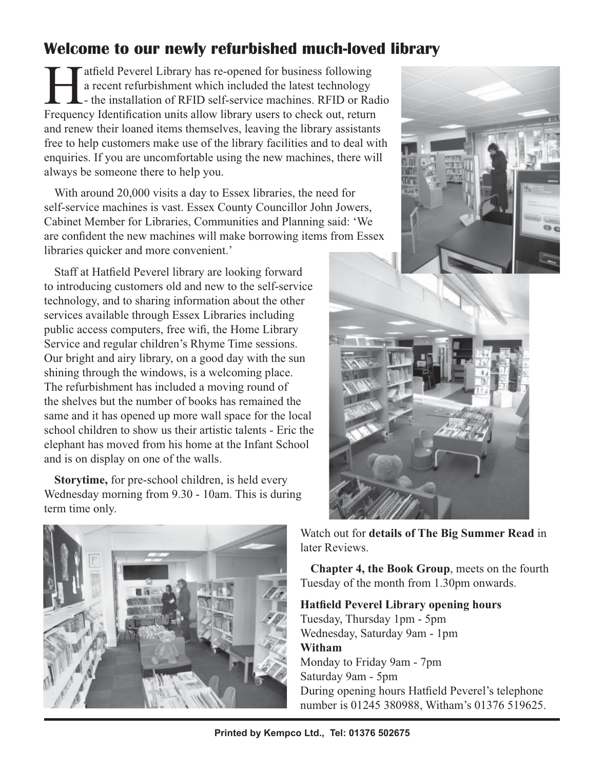# Welcome to our newly refurbished much-loved library

Hatfield Peverel Library has re-opened for business following a recent refurbishment which included the latest technology - the installation of RFID self-service machines. RFID or Radio Frequency Identification units allow library users to check out, return and renew their loaned items themselves, leaving the library assistants free to help customers make use of the library facilities and to deal with enquiries. If you are uncomfortable using the new machines, there will always be someone there to help you.

With around 20,000 visits a day to Essex libraries, the need for self-service machines is vast. Essex County Councillor John Jowers, Cabinet Member for Libraries, Communities and Planning said: 'We are confident the new machines will make borrowing items from Essex libraries quicker and more convenient.'

Staff at Hatfield Peverel library are looking forward to introducing customers old and new to the self-service technology, and to sharing information about the other services available through Essex Libraries including public access computers, free wifi, the Home Library Service and regular children's Rhyme Time sessions. Our bright and airy library, on a good day with the sun shining through the windows, is a welcoming place. The refurbishment has included a moving round of the shelves but the number of books has remained the same and it has opened up more wall space for the local school children to show us their artistic talents - Eric the elephant has moved from his home at the Infant School and is on display on one of the walls.

**Storytime,** for pre-school children, is held every Wednesday morning from 9.30 - 10am. This is during term time only.

Watch out for **details of The Big Summer Read** in later Reviews.

**Chapter 4, the Book Group**, meets on the fourth Tuesday of the month from 1.30pm onwards.

**Hatfield Peverel Library opening hours**
Tuesday, Thursday 1pm - 5pm
Wednesday, Saturday 9am - 1pm

**Witham**
Monday to Friday 9am - 7pm
Saturday 9am - 5pm

During opening hours Hatfield Peverel's telephone number is 01245 380988, Witham's 01376 519625.

**Printed by Kempco Ltd., Tel: 01376 502675**